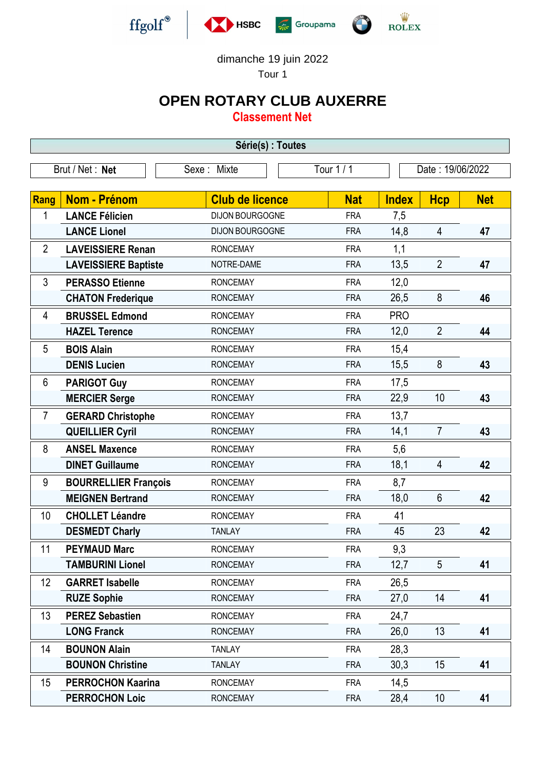dimanche 19 juin 2022

Tour 1

# OPEN ROTARY CLUB AUXERRE

## Classement Net

**Série(s) : Toutes**

| Brut / Net : **Net** | Sexe : Mixte | Tour 1 / 1 | Date : 19/06/2022 |
|---|---|---|---|

| Rang | Nom - Prénom | Club de licence | Nat | Index | Hcp | Net |
|---|---|---|---|---|---|---|
| 1 | **LANCE Félicien** | DIJON BOURGOGNE | FRA | 7,5 | | |
| | **LANCE Lionel** | DIJON BOURGOGNE | FRA | 14,8 | 4 | **47** |
| 2 | **LAVEISSIERE Renan** | RONCEMAY | FRA | 1,1 | | |
| | **LAVEISSIERE Baptiste** | NOTRE-DAME | FRA | 13,5 | 2 | **47** |
| 3 | **PERASSO Etienne** | RONCEMAY | FRA | 12,0 | | |
| | **CHATON Frederique** | RONCEMAY | FRA | 26,5 | 8 | **46** |
| 4 | **BRUSSEL Edmond** | RONCEMAY | FRA | PRO | | |
| | **HAZEL Terence** | RONCEMAY | FRA | 12,0 | 2 | **44** |
| 5 | **BOIS Alain** | RONCEMAY | FRA | 15,4 | | |
| | **DENIS Lucien** | RONCEMAY | FRA | 15,5 | 8 | **43** |
| 6 | **PARIGOT Guy** | RONCEMAY | FRA | 17,5 | | |
| | **MERCIER Serge** | RONCEMAY | FRA | 22,9 | 10 | **43** |
| 7 | **GERARD Christophe** | RONCEMAY | FRA | 13,7 | | |
| | **QUEILLIER Cyril** | RONCEMAY | FRA | 14,1 | 7 | **43** |
| 8 | **ANSEL Maxence** | RONCEMAY | FRA | 5,6 | | |
| | **DINET Guillaume** | RONCEMAY | FRA | 18,1 | 4 | **42** |
| 9 | **BOURRELLIER François** | RONCEMAY | FRA | 8,7 | | |
| | **MEIGNEN Bertrand** | RONCEMAY | FRA | 18,0 | 6 | **42** |
| 10 | **CHOLLET Léandre** | RONCEMAY | FRA | 41 | | |
| | **DESMEDT Charly** | TANLAY | FRA | 45 | 23 | **42** |
| 11 | **PEYMAUD Marc** | RONCEMAY | FRA | 9,3 | | |
| | **TAMBURINI Lionel** | RONCEMAY | FRA | 12,7 | 5 | **41** |
| 12 | **GARRET Isabelle** | RONCEMAY | FRA | 26,5 | | |
| | **RUZE Sophie** | RONCEMAY | FRA | 27,0 | 14 | **41** |
| 13 | **PEREZ Sebastien** | RONCEMAY | FRA | 24,7 | | |
| | **LONG Franck** | RONCEMAY | FRA | 26,0 | 13 | **41** |
| 14 | **BOUNON Alain** | TANLAY | FRA | 28,3 | | |
| | **BOUNON Christine** | TANLAY | FRA | 30,3 | 15 | **41** |
| 15 | **PERROCHON Kaarina** | RONCEMAY | FRA | 14,5 | | |
| | **PERROCHON Loic** | RONCEMAY | FRA | 28,4 | 10 | **41** |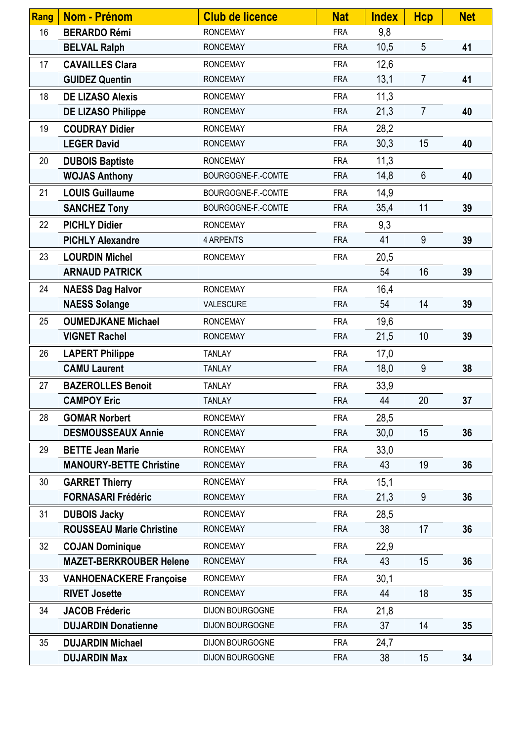| Rang | Nom - Prénom | Club de licence | Nat | Index | Hcp | Net |
|---|---|---|---|---|---|---|
| 16 | **BERARDO Rémi** | RONCEMAY | FRA | 9,8 | | |
| | **BELVAL Ralph** | RONCEMAY | FRA | 10,5 | 5 | **41** |
| 17 | **CAVAILLES Clara** | RONCEMAY | FRA | 12,6 | | |
| | **GUIDEZ Quentin** | RONCEMAY | FRA | 13,1 | 7 | **41** |
| 18 | **DE LIZASO Alexis** | RONCEMAY | FRA | 11,3 | | |
| | **DE LIZASO Philippe** | RONCEMAY | FRA | 21,3 | 7 | **40** |
| 19 | **COUDRAY Didier** | RONCEMAY | FRA | 28,2 | | |
| | **LEGER David** | RONCEMAY | FRA | 30,3 | 15 | **40** |
| 20 | **DUBOIS Baptiste** | RONCEMAY | FRA | 11,3 | | |
| | **WOJAS Anthony** | BOURGOGNE-F.-COMTE | FRA | 14,8 | 6 | **40** |
| 21 | **LOUIS Guillaume** | BOURGOGNE-F.-COMTE | FRA | 14,9 | | |
| | **SANCHEZ Tony** | BOURGOGNE-F.-COMTE | FRA | 35,4 | 11 | **39** |
| 22 | **PICHLY Didier** | RONCEMAY | FRA | 9,3 | | |
| | **PICHLY Alexandre** | 4 ARPENTS | FRA | 41 | 9 | **39** |
| 23 | **LOURDIN Michel** | RONCEMAY | FRA | 20,5 | | |
| | **ARNAUD PATRICK** | | | 54 | 16 | **39** |
| 24 | **NAESS Dag Halvor** | RONCEMAY | FRA | 16,4 | | |
| | **NAESS Solange** | VALESCURE | FRA | 54 | 14 | **39** |
| 25 | **OUMEDJKANE Michael** | RONCEMAY | FRA | 19,6 | | |
| | **VIGNET Rachel** | RONCEMAY | FRA | 21,5 | 10 | **39** |
| 26 | **LAPERT Philippe** | TANLAY | FRA | 17,0 | | |
| | **CAMU Laurent** | TANLAY | FRA | 18,0 | 9 | **38** |
| 27 | **BAZEROLLES Benoit** | TANLAY | FRA | 33,9 | | |
| | **CAMPOY Eric** | TANLAY | FRA | 44 | 20 | **37** |
| 28 | **GOMAR Norbert** | RONCEMAY | FRA | 28,5 | | |
| | **DESMOUSSEAUX Annie** | RONCEMAY | FRA | 30,0 | 15 | **36** |
| 29 | **BETTE Jean Marie** | RONCEMAY | FRA | 33,0 | | |
| | **MANOURY-BETTE Christine** | RONCEMAY | FRA | 43 | 19 | **36** |
| 30 | **GARRET Thierry** | RONCEMAY | FRA | 15,1 | | |
| | **FORNASARI Frédéric** | RONCEMAY | FRA | 21,3 | 9 | **36** |
| 31 | **DUBOIS Jacky** | RONCEMAY | FRA | 28,5 | | |
| | **ROUSSEAU Marie Christine** | RONCEMAY | FRA | 38 | 17 | **36** |
| 32 | **COJAN Dominique** | RONCEMAY | FRA | 22,9 | | |
| | **MAZET-BERKROUBER Helene** | RONCEMAY | FRA | 43 | 15 | **36** |
| 33 | **VANHOENACKERE Françoise** | RONCEMAY | FRA | 30,1 | | |
| | **RIVET Josette** | RONCEMAY | FRA | 44 | 18 | **35** |
| 34 | **JACOB Fréderic** | DIJON BOURGOGNE | FRA | 21,8 | | |
| | **DUJARDIN Donatienne** | DIJON BOURGOGNE | FRA | 37 | 14 | **35** |
| 35 | **DUJARDIN Michael** | DIJON BOURGOGNE | FRA | 24,7 | | |
| | **DUJARDIN Max** | DIJON BOURGOGNE | FRA | 38 | 15 | **34** |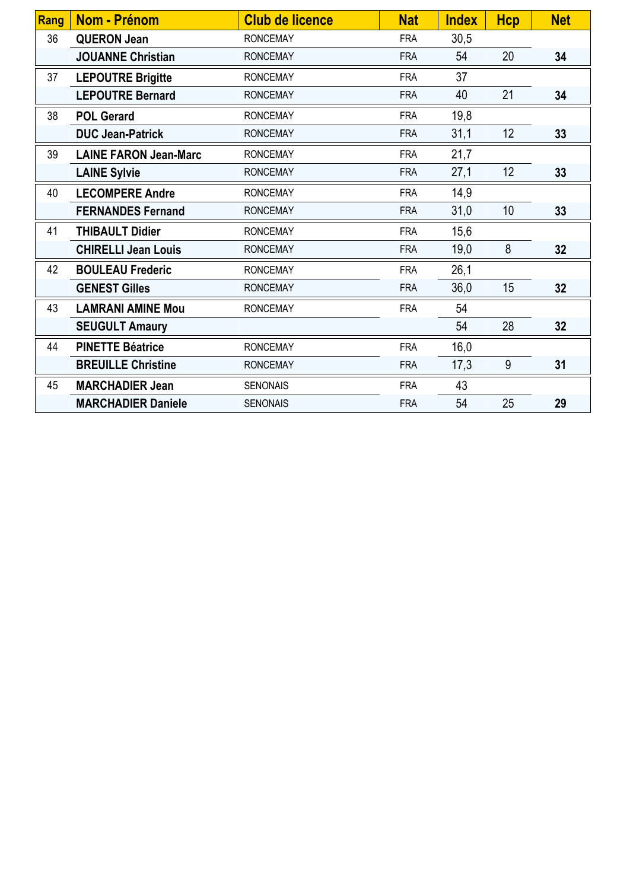| Rang | Nom - Prénom | Club de licence | Nat | Index | Hcp | Net |
|---|---|---|---|---|---|---|
| 36 | **QUERON Jean** | RONCEMAY | FRA | 30,5 | | |
| | **JOUANNE Christian** | RONCEMAY | FRA | 54 | 20 | **34** |
| 37 | **LEPOUTRE Brigitte** | RONCEMAY | FRA | 37 | | |
| | **LEPOUTRE Bernard** | RONCEMAY | FRA | 40 | 21 | **34** |
| 38 | **POL Gerard** | RONCEMAY | FRA | 19,8 | | |
| | **DUC Jean-Patrick** | RONCEMAY | FRA | 31,1 | 12 | **33** |
| 39 | **LAINE FARON Jean-Marc** | RONCEMAY | FRA | 21,7 | | |
| | **LAINE Sylvie** | RONCEMAY | FRA | 27,1 | 12 | **33** |
| 40 | **LECOMPERE Andre** | RONCEMAY | FRA | 14,9 | | |
| | **FERNANDES Fernand** | RONCEMAY | FRA | 31,0 | 10 | **33** |
| 41 | **THIBAULT Didier** | RONCEMAY | FRA | 15,6 | | |
| | **CHIRELLI Jean Louis** | RONCEMAY | FRA | 19,0 | 8 | **32** |
| 42 | **BOULEAU Frederic** | RONCEMAY | FRA | 26,1 | | |
| | **GENEST Gilles** | RONCEMAY | FRA | 36,0 | 15 | **32** |
| 43 | **LAMRANI AMINE Mou** | RONCEMAY | FRA | 54 | | |
| | **SEUGULT Amaury** | | | 54 | 28 | **32** |
| 44 | **PINETTE Béatrice** | RONCEMAY | FRA | 16,0 | | |
| | **BREUILLE Christine** | RONCEMAY | FRA | 17,3 | 9 | **31** |
| 45 | **MARCHADIER Jean** | SENONAIS | FRA | 43 | | |
| | **MARCHADIER Daniele** | SENONAIS | FRA | 54 | 25 | **29** |